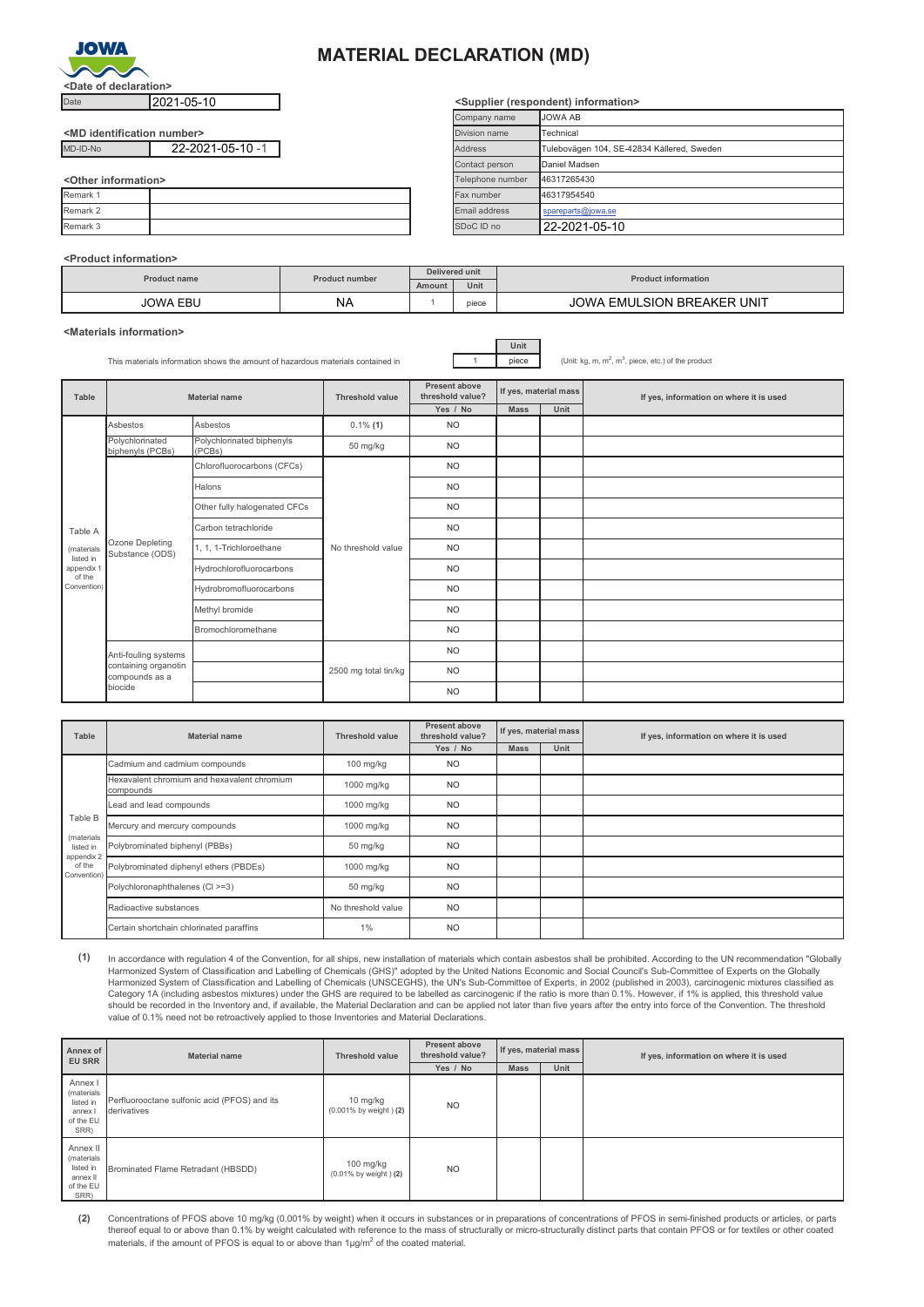# MATERIAL DECLARATION (MD)

**<Date of declaration>**

| Date | 2021-05-10 |
|---|---|

**<MD identification number>**

| MD-ID-No | 22-2021-05-10 -1 |
|---|---|

**<Other information>**

| Remark 1 | |
|---|---|
| Remark 2 | |
| Remark 3 | |

**<Supplier (respondent) information>**

| Company name | JOWA AB |
|---|---|
| Division name | Technical |
| Address | Tulebovägen 104, SE-42834 Källered, Sweden |
| Contact person | Daniel Madsen |
| Telephone number | 46317265430 |
| Fax number | 46317954540 |
| Email address | spareparts@jowa.se |
| SDoC ID no | 22-2021-05-10 |

**<Product information>**

| Product name | Product number | Delivered unit | | Product information |
|---|---|---|---|---|
| | | Amount | Unit | |
| JOWA EBU | NA | 1 | piece | JOWA EMULSION BREAKER UNIT |

**<Materials information>**

This materials information shows the amount of hazardous materials contained in 1 piece (Unit: kg, m, $m^2$, $m^3$, piece, etc.) of the product

| Table | Material name | | Threshold value | Present above threshold value? | If yes, material mass | | If yes, information on where it is used |
|---|---|---|---|---|---|---|---|
| | | | | Yes / No | Mass | Unit | |
| Table A (materials listed in appendix 1 of the Convention) | Asbestos | Asbestos | 0.1% **(1)** | NO | | | |
| | Polychlorinated biphenyls (PCBs) | Polychlorinated biphenyls (PCBs) | 50 mg/kg | NO | | | |
| | Ozone Depleting Substance (ODS) | Chlorofluorocarbons (CFCs) | No threshold value | NO | | | |
| | | Halons | | NO | | | |
| | | Other fully halogenated CFCs | | NO | | | |
| | | Carbon tetrachloride | | NO | | | |
| | | 1, 1, 1-Trichloroethane | | NO | | | |
| | | Hydrochlorofluorocarbons | | NO | | | |
| | | Hydrobromofluorocarbons | | NO | | | |
| | | Methyl bromide | | NO | | | |
| | | Bromochloromethane | | NO | | | |
| | Anti-fouling systems containing organotin compounds as a biocide | | 2500 mg total tin/kg | NO | | | |
| | | | | NO | | | |
| | | | | NO | | | |

| Table | Material name | Threshold value | Present above threshold value? | If yes, material mass | | If yes, information on where it is used |
|---|---|---|---|---|---|---|
| | | | Yes / No | Mass | Unit | |
| Table B (materials listed in appendix 2 of the Convention) | Cadmium and cadmium compounds | 100 mg/kg | NO | | | |
| | Hexavalent chromium and hexavalent chromium compounds | 1000 mg/kg | NO | | | |
| | Lead and lead compounds | 1000 mg/kg | NO | | | |
| | Mercury and mercury compounds | 1000 mg/kg | NO | | | |
| | Polybrominated biphenyl (PBBs) | 50 mg/kg | NO | | | |
| | Polybrominated diphenyl ethers (PBDEs) | 1000 mg/kg | NO | | | |
| | Polychloronaphthalenes (Cl >=3) | 50 mg/kg | NO | | | |
| | Radioactive substances | No threshold value | NO | | | |
| | Certain shortchain chlorinated paraffins | 1% | NO | | | |

**(1)** In accordance with regulation 4 of the Convention, for all ships, new installation of materials which contain asbestos shall be prohibited. According to the UN recommendation "Globally Harmonized System of Classification and Labelling of Chemicals (GHS)" adopted by the United Nations Economic and Social Council's Sub-Committee of Experts on the Globally Harmonized System of Classification and Labelling of Chemicals (UNSCEGHS), the UN's Sub-Committee of Experts, in 2002 (published in 2003), carcinogenic mixtures classified as Category 1A (including asbestos mixtures) under the GHS are required to be labelled as carcinogenic if the ratio is more than 0.1%. However, if 1% is applied, this threshold value should be recorded in the Inventory and, if available, the Material Declaration and can be applied not later than five years after the entry into force of the Convention. The threshold value of 0.1% need not be retroactively applied to those Inventories and Material Declarations.

| Annex of EU SRR | Material name | Threshold value | Present above threshold value? | If yes, material mass | | If yes, information on where it is used |
|---|---|---|---|---|---|---|
| | | | Yes / No | Mass | Unit | |
| Annex I (materials listed in annex I of the EU SRR) | Perfluorooctane sulfonic acid (PFOS) and its derivatives | 10 mg/kg (0.001% by weight ) **(2)** | NO | | | |
| Annex II (materials listed in annex II of the EU SRR) | Brominated Flame Retradant (HBSDD) | 100 mg/kg (0.01% by weight ) **(2)** | NO | | | |

**(2)** Concentrations of PFOS above 10 mg/kg (0.001% by weight) when it occurs in substances or in preparations of concentrations of PFOS in semi-finished products or articles, or parts thereof equal to or above than 0.1% by weight calculated with reference to the mass of structurally or micro-structurally distinct parts that contain PFOS or for textiles or other coated materials, if the amount of PFOS is equal to or above than 1μg/$m^2$ of the coated material.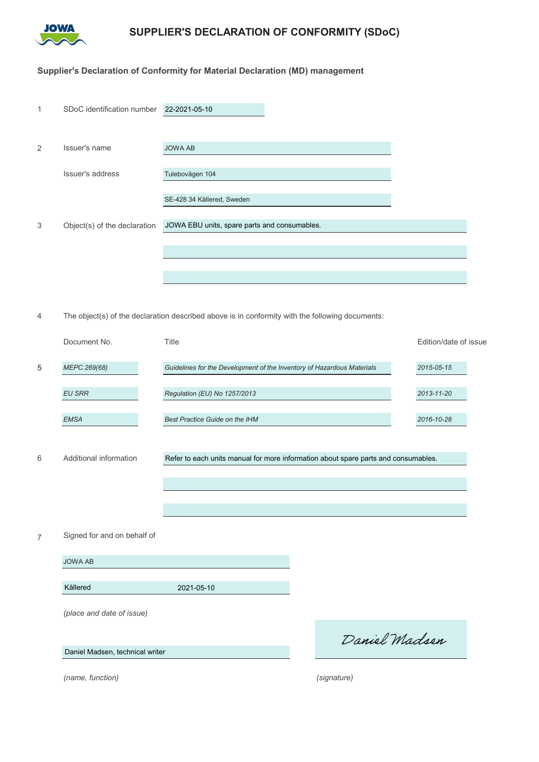# SUPPLIER'S DECLARATION OF CONFORMITY (SDoC)

**Supplier's Declaration of Conformity for Material Declaration (MD) management**

1 SDoC identification number: 22-2021-05-10

2 Issuer's name: JOWA AB

Issuer's address: Tulebovägen 104

SE-428 34 Kållered, Sweden

3 Object(s) of the declaration: JOWA EBU units, spare parts and consumables.

4 The object(s) of the declaration described above is in conformity with the following documents:

| | Document No. | Title | Edition/date of issue |
|---|---|---|---|
| 5 | *MEPC.269(68)* | *Guidelines for the Development of the Inventory of Hazardous Materials* | *2015-05-15* |
| | *EU SRR* | *Regulation (EU) No 1257/2013* | *2013-11-20* |
| | *EMSA* | *Best Practice Guide on the IHM* | *2016-10-28* |

6 Additional information: Refer to each units manual for more information about spare parts and consumables.

7 Signed for and on behalf of

JOWA AB

Kållered 2021-05-10

*(place and date of issue)*

Daniel Madsen, technical writer

*(name, function)*

Daniel Madsen

*(signature)*